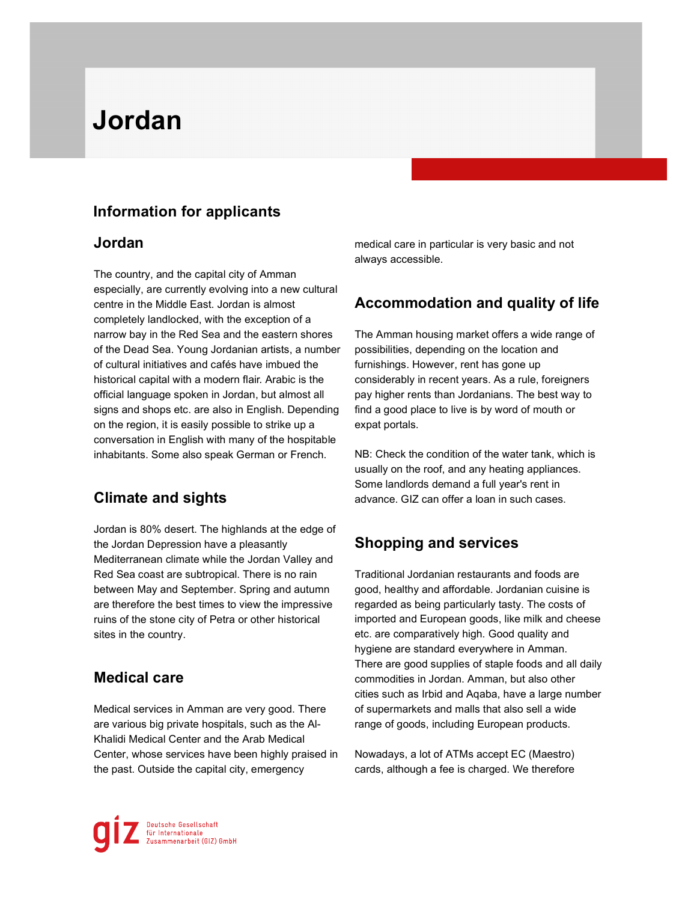# Jordan

## Information for applicants

### Jordan

The country, and the capital city of Amman especially, are currently evolving into a new cultural centre in the Middle East. Jordan is almost completely landlocked, with the exception of a narrow bay in the Red Sea and the eastern shores of the Dead Sea. Young Jordanian artists, a number of cultural initiatives and cafés have imbued the historical capital with a modern flair. Arabic is the official language spoken in Jordan, but almost all signs and shops etc. are also in English. Depending on the region, it is easily possible to strike up a conversation in English with many of the hospitable inhabitants. Some also speak German or French.

### Climate and sights

Jordan is 80% desert. The highlands at the edge of the Jordan Depression have a pleasantly Mediterranean climate while the Jordan Valley and Red Sea coast are subtropical. There is no rain between May and September. Spring and autumn are therefore the best times to view the impressive ruins of the stone city of Petra or other historical sites in the country.

### Medical care

Medical services in Amman are very good. There are various big private hospitals, such as the Al-Khalidi Medical Center and the Arab Medical Center, whose services have been highly praised in the past. Outside the capital city, emergency medical care in particular is very basic and not always accessible.

### Accommodation and quality of life

The Amman housing market offers a wide range of possibilities, depending on the location and furnishings. However, rent has gone up considerably in recent years. As a rule, foreigners pay higher rents than Jordanians. The best way to find a good place to live is by word of mouth or expat portals.

NB: Check the condition of the water tank, which is usually on the roof, and any heating appliances. Some landlords demand a full year's rent in advance. GIZ can offer a loan in such cases.

### Shopping and services

Traditional Jordanian restaurants and foods are good, healthy and affordable. Jordanian cuisine is regarded as being particularly tasty. The costs of imported and European goods, like milk and cheese etc. are comparatively high. Good quality and hygiene are standard everywhere in Amman. There are good supplies of staple foods and all daily commodities in Jordan. Amman, but also other cities such as Irbid and Aqaba, have a large number of supermarkets and malls that also sell a wide range of goods, including European products.

Nowadays, a lot of ATMs accept EC (Maestro) cards, although a fee is charged. We therefore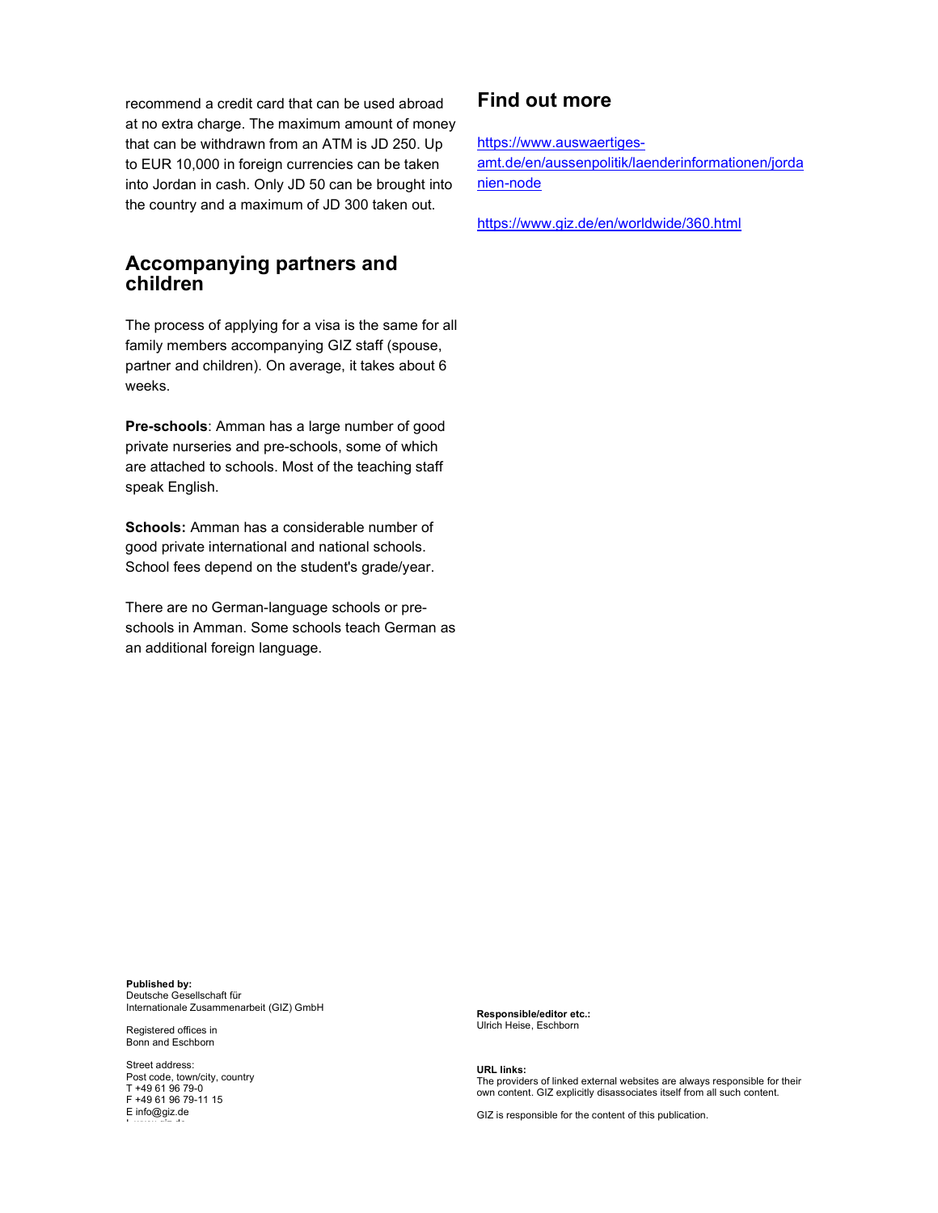recommend a credit card that can be used abroad at no extra charge. The maximum amount of money that can be withdrawn from an ATM is JD 250. Up to EUR 10,000 in foreign currencies can be taken into Jordan in cash. Only JD 50 can be brought into the country and a maximum of JD 300 taken out.

## Accompanying partners and children

The process of applying for a visa is the same for all family members accompanying GIZ staff (spouse, partner and children). On average, it takes about 6 weeks.

**Pre-schools**: Amman has a large number of good private nurseries and pre-schools, some of which are attached to schools. Most of the teaching staff speak English.

**Schools:** Amman has a considerable number of good private international and national schools. School fees depend on the student's grade/year.

There are no German-language schools or pre-schools in Amman. Some schools teach German as an additional foreign language.

## Find out more

https://www.auswaertiges-amt.de/en/aussenpolitik/laenderinformationen/jordanien-node

https://www.giz.de/en/worldwide/360.html

**Published by:**
Deutsche Gesellschaft für
Internationale Zusammenarbeit (GIZ) GmbH

Registered offices in
Bonn and Eschborn

Street address:
Post code, town/city, country
T +49 61 96 79-0
F +49 61 96 79-11 15
E info@giz.de
I www.giz.de

**Responsible/editor etc.:**
Ulrich Heise, Eschborn

**URL links:**
The providers of linked external websites are always responsible for their own content. GIZ explicitly disassociates itself from all such content.

GIZ is responsible for the content of this publication.